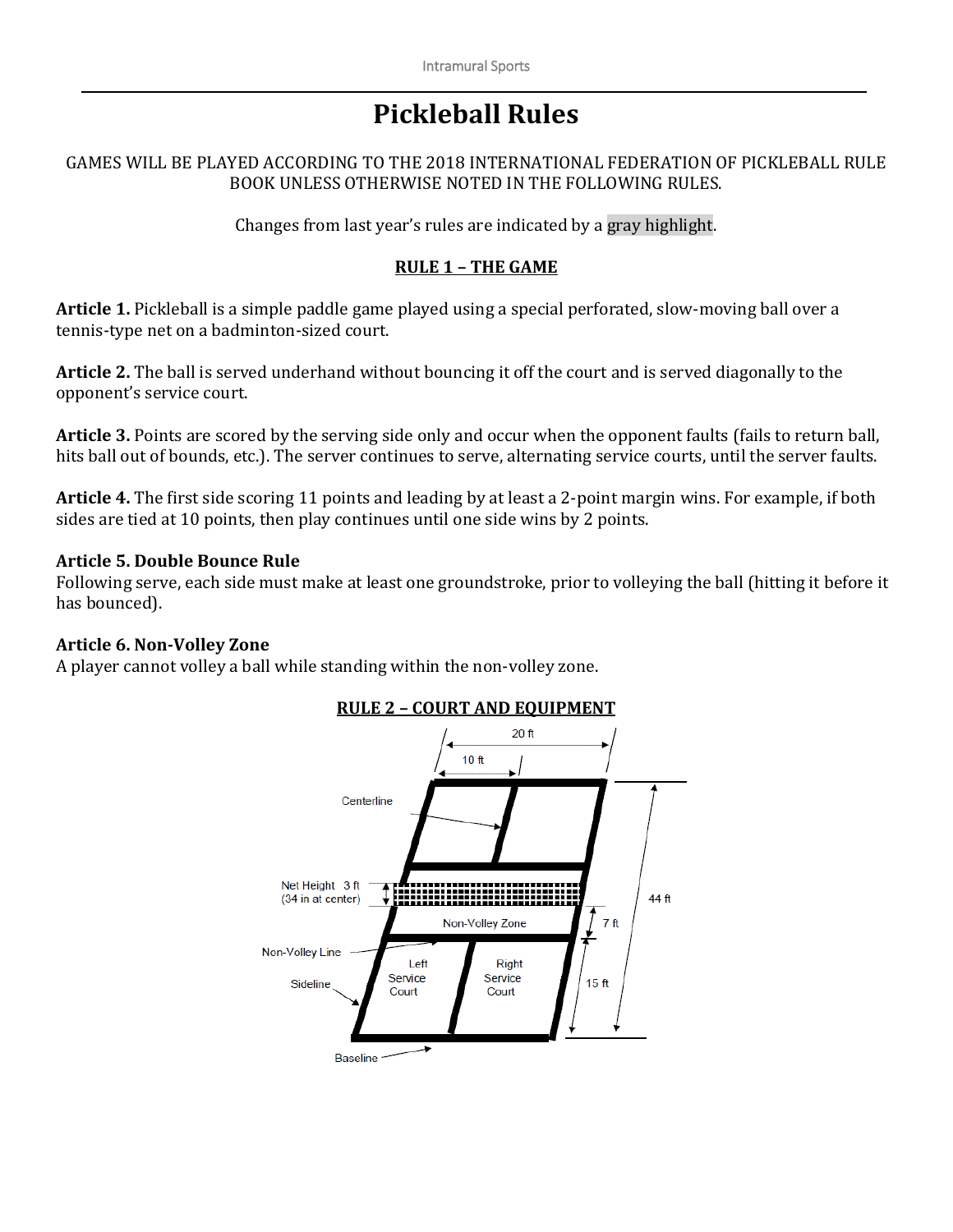# Pickleball Rules

GAMES WILL BE PLAYED ACCORDING TO THE 2018 INTERNATIONAL FEDERATION OF PICKLEBALL RULE BOOK UNLESS OTHERWISE NOTED IN THE FOLLOWING RULES.

Changes from last year's rules are indicated by a gray highlight.

## RULE 1 – THE GAME

**Article 1.** Pickleball is a simple paddle game played using a special perforated, slow-moving ball over a tennis-type net on a badminton-sized court.

**Article 2.** The ball is served underhand without bouncing it off the court and is served diagonally to the opponent's service court.

**Article 3.** Points are scored by the serving side only and occur when the opponent faults (fails to return ball, hits ball out of bounds, etc.). The server continues to serve, alternating service courts, until the server faults.

**Article 4.** The first side scoring 11 points and leading by at least a 2-point margin wins. For example, if both sides are tied at 10 points, then play continues until one side wins by 2 points.

**Article 5. Double Bounce Rule**
Following serve, each side must make at least one groundstroke, prior to volleying the ball (hitting it before it has bounced).

**Article 6. Non-Volley Zone**
A player cannot volley a ball while standing within the non-volley zone.

## RULE 2 – COURT AND EQUIPMENT

20 ft
10 ft
Centerline
Net Height 3 ft (34 in at center)
44 ft
Non-Volley Zone
7 ft
Non-Volley Line
Left Service Court
Right Service Court
15 ft
Sideline
Baseline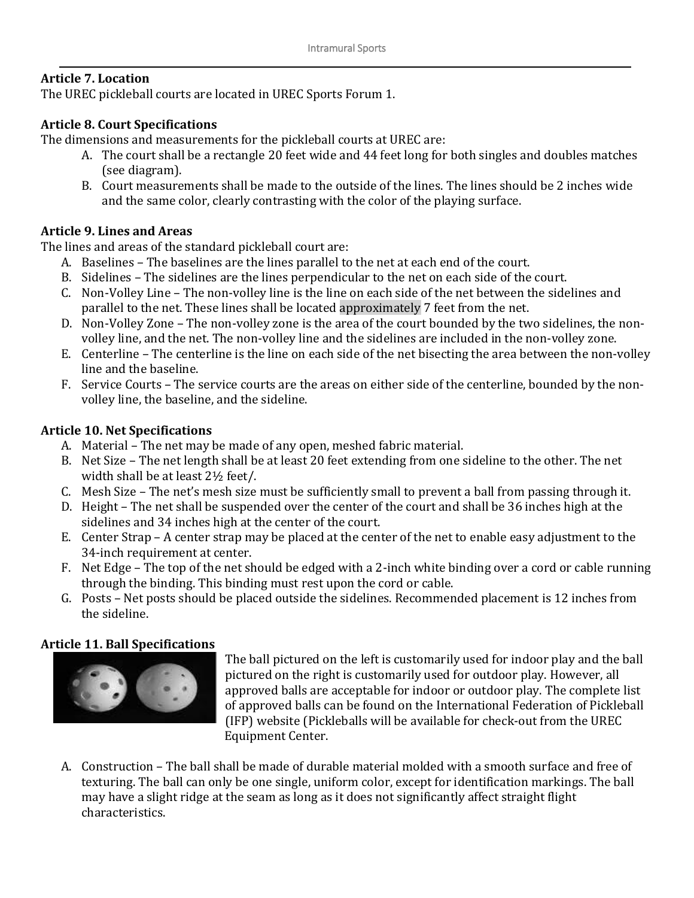**Article 7. Location**

The UREC pickleball courts are located in UREC Sports Forum 1.

**Article 8. Court Specifications**

The dimensions and measurements for the pickleball courts at UREC are:

A. The court shall be a rectangle 20 feet wide and 44 feet long for both singles and doubles matches (see diagram).
B. Court measurements shall be made to the outside of the lines. The lines should be 2 inches wide and the same color, clearly contrasting with the color of the playing surface.

**Article 9. Lines and Areas**

The lines and areas of the standard pickleball court are:

A. Baselines – The baselines are the lines parallel to the net at each end of the court.
B. Sidelines – The sidelines are the lines perpendicular to the net on each side of the court.
C. Non-Volley Line – The non-volley line is the line on each side of the net between the sidelines and parallel to the net. These lines shall be located approximately 7 feet from the net.
D. Non-Volley Zone – The non-volley zone is the area of the court bounded by the two sidelines, the non-volley line, and the net. The non-volley line and the sidelines are included in the non-volley zone.
E. Centerline – The centerline is the line on each side of the net bisecting the area between the non-volley line and the baseline.
F. Service Courts – The service courts are the areas on either side of the centerline, bounded by the non-volley line, the baseline, and the sideline.

**Article 10. Net Specifications**

A. Material – The net may be made of any open, meshed fabric material.
B. Net Size – The net length shall be at least 20 feet extending from one sideline to the other. The net width shall be at least 2½ feet/.
C. Mesh Size – The net's mesh size must be sufficiently small to prevent a ball from passing through it.
D. Height – The net shall be suspended over the center of the court and shall be 36 inches high at the sidelines and 34 inches high at the center of the court.
E. Center Strap – A center strap may be placed at the center of the net to enable easy adjustment to the 34-inch requirement at center.
F. Net Edge – The top of the net should be edged with a 2-inch white binding over a cord or cable running through the binding. This binding must rest upon the cord or cable.
G. Posts – Net posts should be placed outside the sidelines. Recommended placement is 12 inches from the sideline.

**Article 11. Ball Specifications**

The ball pictured on the left is customarily used for indoor play and the ball pictured on the right is customarily used for outdoor play. However, all approved balls are acceptable for indoor or outdoor play. The complete list of approved balls can be found on the International Federation of Pickleball (IFP) website (Pickleballs will be available for check-out from the UREC Equipment Center.

A. Construction – The ball shall be made of durable material molded with a smooth surface and free of texturing. The ball can only be one single, uniform color, except for identification markings. The ball may have a slight ridge at the seam as long as it does not significantly affect straight flight characteristics.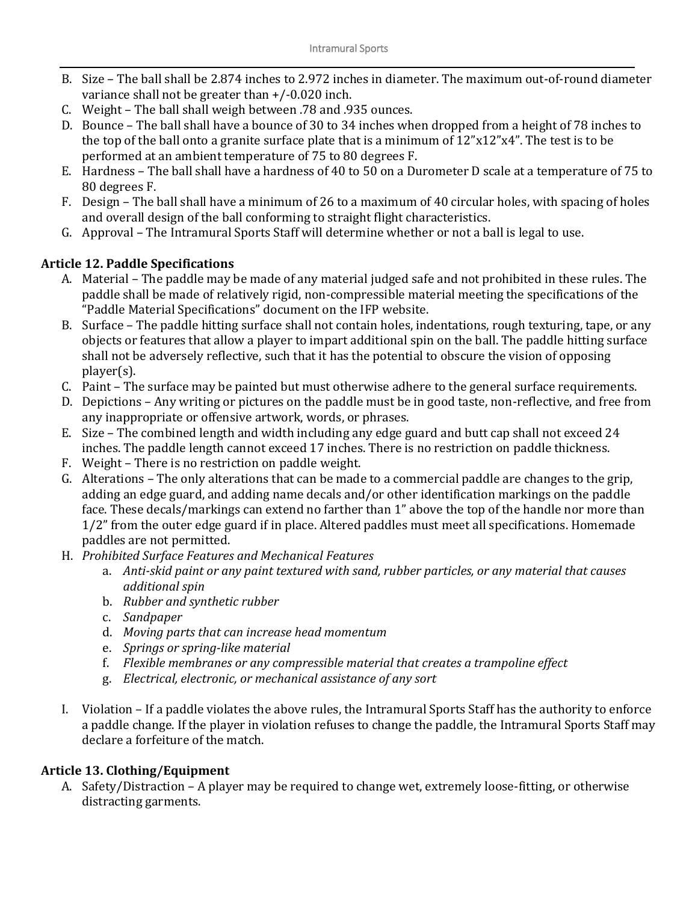B. Size – The ball shall be 2.874 inches to 2.972 inches in diameter. The maximum out-of-round diameter variance shall not be greater than +/-0.020 inch.
C. Weight – The ball shall weigh between .78 and .935 ounces.
D. Bounce – The ball shall have a bounce of 30 to 34 inches when dropped from a height of 78 inches to the top of the ball onto a granite surface plate that is a minimum of 12"x12"x4". The test is to be performed at an ambient temperature of 75 to 80 degrees F.
E. Hardness – The ball shall have a hardness of 40 to 50 on a Durometer D scale at a temperature of 75 to 80 degrees F.
F. Design – The ball shall have a minimum of 26 to a maximum of 40 circular holes, with spacing of holes and overall design of the ball conforming to straight flight characteristics.
G. Approval – The Intramural Sports Staff will determine whether or not a ball is legal to use.

### Article 12. Paddle Specifications

A. Material – The paddle may be made of any material judged safe and not prohibited in these rules. The paddle shall be made of relatively rigid, non-compressible material meeting the specifications of the "Paddle Material Specifications" document on the IFP website.
B. Surface – The paddle hitting surface shall not contain holes, indentations, rough texturing, tape, or any objects or features that allow a player to impart additional spin on the ball. The paddle hitting surface shall not be adversely reflective, such that it has the potential to obscure the vision of opposing player(s).
C. Paint – The surface may be painted but must otherwise adhere to the general surface requirements.
D. Depictions – Any writing or pictures on the paddle must be in good taste, non-reflective, and free from any inappropriate or offensive artwork, words, or phrases.
E. Size – The combined length and width including any edge guard and butt cap shall not exceed 24 inches. The paddle length cannot exceed 17 inches. There is no restriction on paddle thickness.
F. Weight – There is no restriction on paddle weight.
G. Alterations – The only alterations that can be made to a commercial paddle are changes to the grip, adding an edge guard, and adding name decals and/or other identification markings on the paddle face. These decals/markings can extend no farther than 1" above the top of the handle nor more than 1/2" from the outer edge guard if in place. Altered paddles must meet all specifications. Homemade paddles are not permitted.
H. *Prohibited Surface Features and Mechanical Features*
   a. *Anti-skid paint or any paint textured with sand, rubber particles, or any material that causes additional spin*
   b. *Rubber and synthetic rubber*
   c. *Sandpaper*
   d. *Moving parts that can increase head momentum*
   e. *Springs or spring-like material*
   f. *Flexible membranes or any compressible material that creates a trampoline effect*
   g. *Electrical, electronic, or mechanical assistance of any sort*

I. Violation – If a paddle violates the above rules, the Intramural Sports Staff has the authority to enforce a paddle change. If the player in violation refuses to change the paddle, the Intramural Sports Staff may declare a forfeiture of the match.

### Article 13. Clothing/Equipment

A. Safety/Distraction – A player may be required to change wet, extremely loose-fitting, or otherwise distracting garments.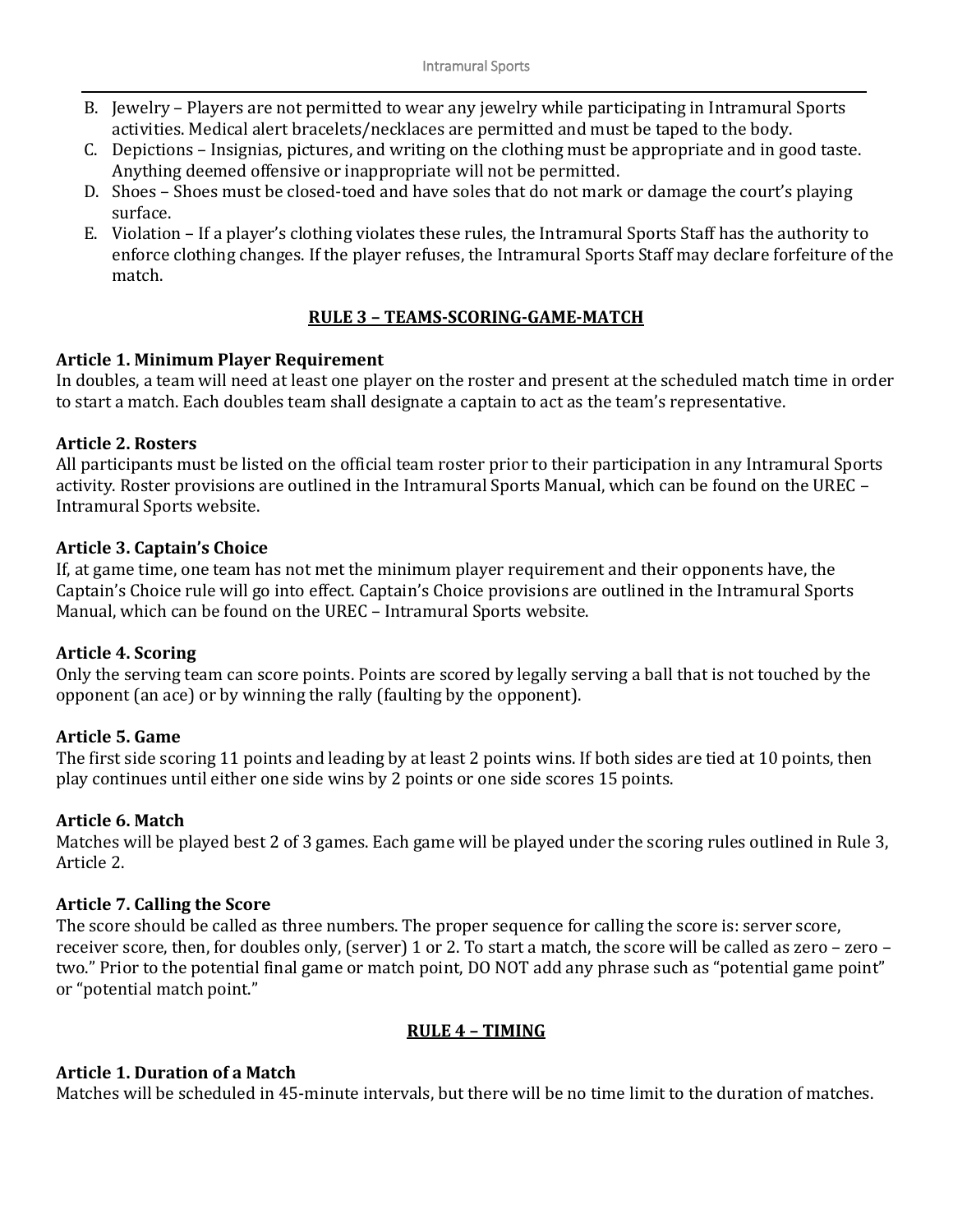B. Jewelry – Players are not permitted to wear any jewelry while participating in Intramural Sports activities. Medical alert bracelets/necklaces are permitted and must be taped to the body.
C. Depictions – Insignias, pictures, and writing on the clothing must be appropriate and in good taste. Anything deemed offensive or inappropriate will not be permitted.
D. Shoes – Shoes must be closed-toed and have soles that do not mark or damage the court's playing surface.
E. Violation – If a player's clothing violates these rules, the Intramural Sports Staff has the authority to enforce clothing changes. If the player refuses, the Intramural Sports Staff may declare forfeiture of the match.

## RULE 3 – TEAMS-SCORING-GAME-MATCH

**Article 1. Minimum Player Requirement**
In doubles, a team will need at least one player on the roster and present at the scheduled match time in order to start a match. Each doubles team shall designate a captain to act as the team's representative.

**Article 2. Rosters**
All participants must be listed on the official team roster prior to their participation in any Intramural Sports activity. Roster provisions are outlined in the Intramural Sports Manual, which can be found on the UREC – Intramural Sports website.

**Article 3. Captain's Choice**
If, at game time, one team has not met the minimum player requirement and their opponents have, the Captain's Choice rule will go into effect. Captain's Choice provisions are outlined in the Intramural Sports Manual, which can be found on the UREC – Intramural Sports website.

**Article 4. Scoring**
Only the serving team can score points. Points are scored by legally serving a ball that is not touched by the opponent (an ace) or by winning the rally (faulting by the opponent).

**Article 5. Game**
The first side scoring 11 points and leading by at least 2 points wins. If both sides are tied at 10 points, then play continues until either one side wins by 2 points or one side scores 15 points.

**Article 6. Match**
Matches will be played best 2 of 3 games. Each game will be played under the scoring rules outlined in Rule 3, Article 2.

**Article 7. Calling the Score**
The score should be called as three numbers. The proper sequence for calling the score is: server score, receiver score, then, for doubles only, (server) 1 or 2. To start a match, the score will be called as zero – zero – two." Prior to the potential final game or match point, DO NOT add any phrase such as "potential game point" or "potential match point."

## RULE 4 – TIMING

**Article 1. Duration of a Match**
Matches will be scheduled in 45-minute intervals, but there will be no time limit to the duration of matches.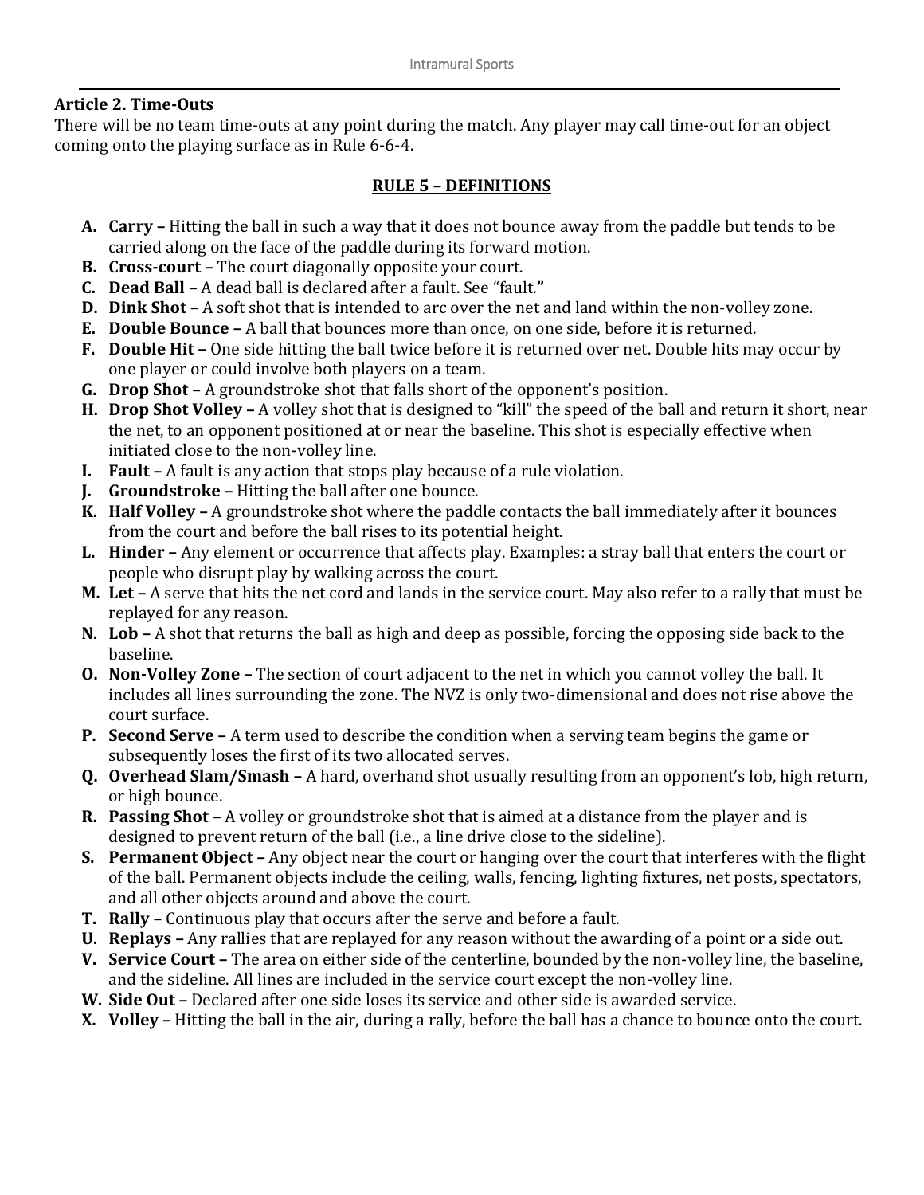### Article 2. Time-Outs

There will be no team time-outs at any point during the match. Any player may call time-out for an object coming onto the playing surface as in Rule 6-6-4.

## RULE 5 – DEFINITIONS

- **A. Carry –** Hitting the ball in such a way that it does not bounce away from the paddle but tends to be carried along on the face of the paddle during its forward motion.
- **B. Cross-court –** The court diagonally opposite your court.
- **C. Dead Ball –** A dead ball is declared after a fault. See "fault."
- **D. Dink Shot –** A soft shot that is intended to arc over the net and land within the non-volley zone.
- **E. Double Bounce –** A ball that bounces more than once, on one side, before it is returned.
- **F. Double Hit –** One side hitting the ball twice before it is returned over net. Double hits may occur by one player or could involve both players on a team.
- **G. Drop Shot –** A groundstroke shot that falls short of the opponent's position.
- **H. Drop Shot Volley –** A volley shot that is designed to "kill" the speed of the ball and return it short, near the net, to an opponent positioned at or near the baseline. This shot is especially effective when initiated close to the non-volley line.
- **I. Fault –** A fault is any action that stops play because of a rule violation.
- **J. Groundstroke –** Hitting the ball after one bounce.
- **K. Half Volley –** A groundstroke shot where the paddle contacts the ball immediately after it bounces from the court and before the ball rises to its potential height.
- **L. Hinder –** Any element or occurrence that affects play. Examples: a stray ball that enters the court or people who disrupt play by walking across the court.
- **M. Let –** A serve that hits the net cord and lands in the service court. May also refer to a rally that must be replayed for any reason.
- **N. Lob –** A shot that returns the ball as high and deep as possible, forcing the opposing side back to the baseline.
- **O. Non-Volley Zone –** The section of court adjacent to the net in which you cannot volley the ball. It includes all lines surrounding the zone. The NVZ is only two-dimensional and does not rise above the court surface.
- **P. Second Serve –** A term used to describe the condition when a serving team begins the game or subsequently loses the first of its two allocated serves.
- **Q. Overhead Slam/Smash –** A hard, overhand shot usually resulting from an opponent's lob, high return, or high bounce.
- **R. Passing Shot –** A volley or groundstroke shot that is aimed at a distance from the player and is designed to prevent return of the ball (i.e., a line drive close to the sideline).
- **S. Permanent Object –** Any object near the court or hanging over the court that interferes with the flight of the ball. Permanent objects include the ceiling, walls, fencing, lighting fixtures, net posts, spectators, and all other objects around and above the court.
- **T. Rally –** Continuous play that occurs after the serve and before a fault.
- **U. Replays –** Any rallies that are replayed for any reason without the awarding of a point or a side out.
- **V. Service Court –** The area on either side of the centerline, bounded by the non-volley line, the baseline, and the sideline. All lines are included in the service court except the non-volley line.
- **W. Side Out –** Declared after one side loses its service and other side is awarded service.
- **X. Volley –** Hitting the ball in the air, during a rally, before the ball has a chance to bounce onto the court.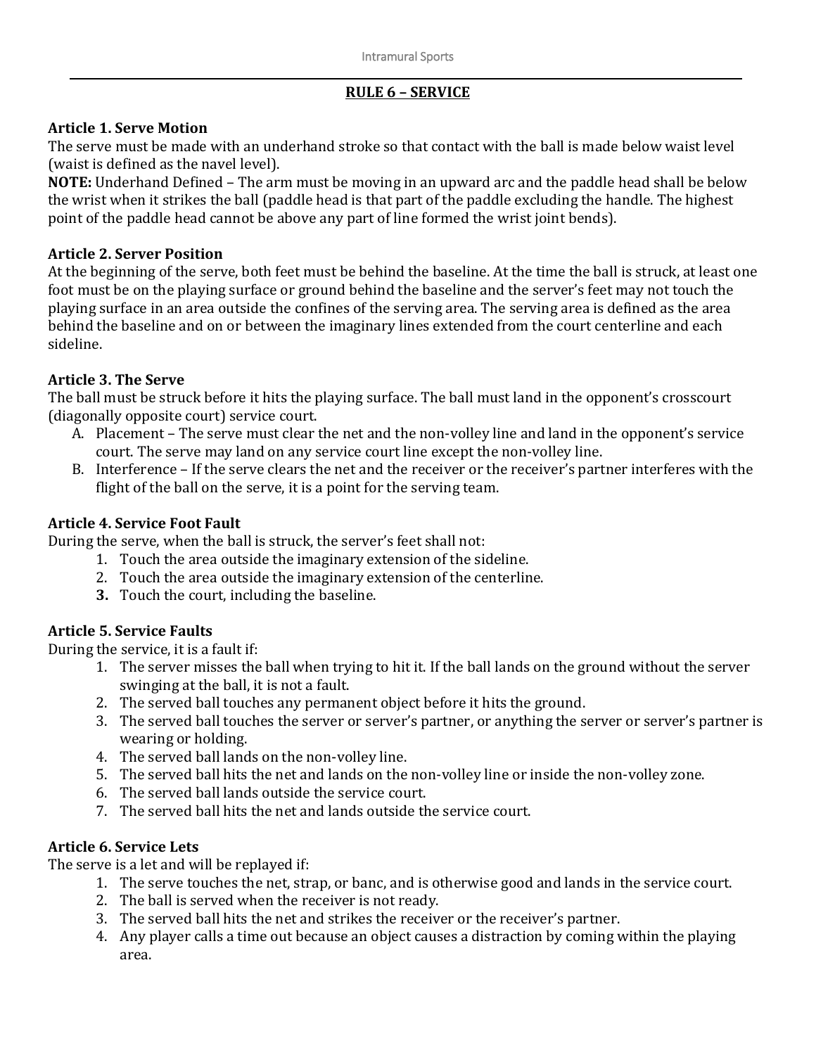## RULE 6 – SERVICE

**Article 1. Serve Motion**
The serve must be made with an underhand stroke so that contact with the ball is made below waist level (waist is defined as the navel level).
**NOTE:** Underhand Defined – The arm must be moving in an upward arc and the paddle head shall be below the wrist when it strikes the ball (paddle head is that part of the paddle excluding the handle. The highest point of the paddle head cannot be above any part of line formed the wrist joint bends).

**Article 2. Server Position**
At the beginning of the serve, both feet must be behind the baseline. At the time the ball is struck, at least one foot must be on the playing surface or ground behind the baseline and the server's feet may not touch the playing surface in an area outside the confines of the serving area. The serving area is defined as the area behind the baseline and on or between the imaginary lines extended from the court centerline and each sideline.

**Article 3. The Serve**
The ball must be struck before it hits the playing surface. The ball must land in the opponent's crosscourt (diagonally opposite court) service court.

A. Placement – The serve must clear the net and the non-volley line and land in the opponent's service court. The serve may land on any service court line except the non-volley line.
B. Interference – If the serve clears the net and the receiver or the receiver's partner interferes with the flight of the ball on the serve, it is a point for the serving team.

**Article 4. Service Foot Fault**
During the serve, when the ball is struck, the server's feet shall not:

1. Touch the area outside the imaginary extension of the sideline.
2. Touch the area outside the imaginary extension of the centerline.
3. Touch the court, including the baseline.

**Article 5. Service Faults**
During the service, it is a fault if:

1. The server misses the ball when trying to hit it. If the ball lands on the ground without the server swinging at the ball, it is not a fault.
2. The served ball touches any permanent object before it hits the ground.
3. The served ball touches the server or server's partner, or anything the server or server's partner is wearing or holding.
4. The served ball lands on the non-volley line.
5. The served ball hits the net and lands on the non-volley line or inside the non-volley zone.
6. The served ball lands outside the service court.
7. The served ball hits the net and lands outside the service court.

**Article 6. Service Lets**
The serve is a let and will be replayed if:

1. The serve touches the net, strap, or banc, and is otherwise good and lands in the service court.
2. The ball is served when the receiver is not ready.
3. The served ball hits the net and strikes the receiver or the receiver's partner.
4. Any player calls a time out because an object causes a distraction by coming within the playing area.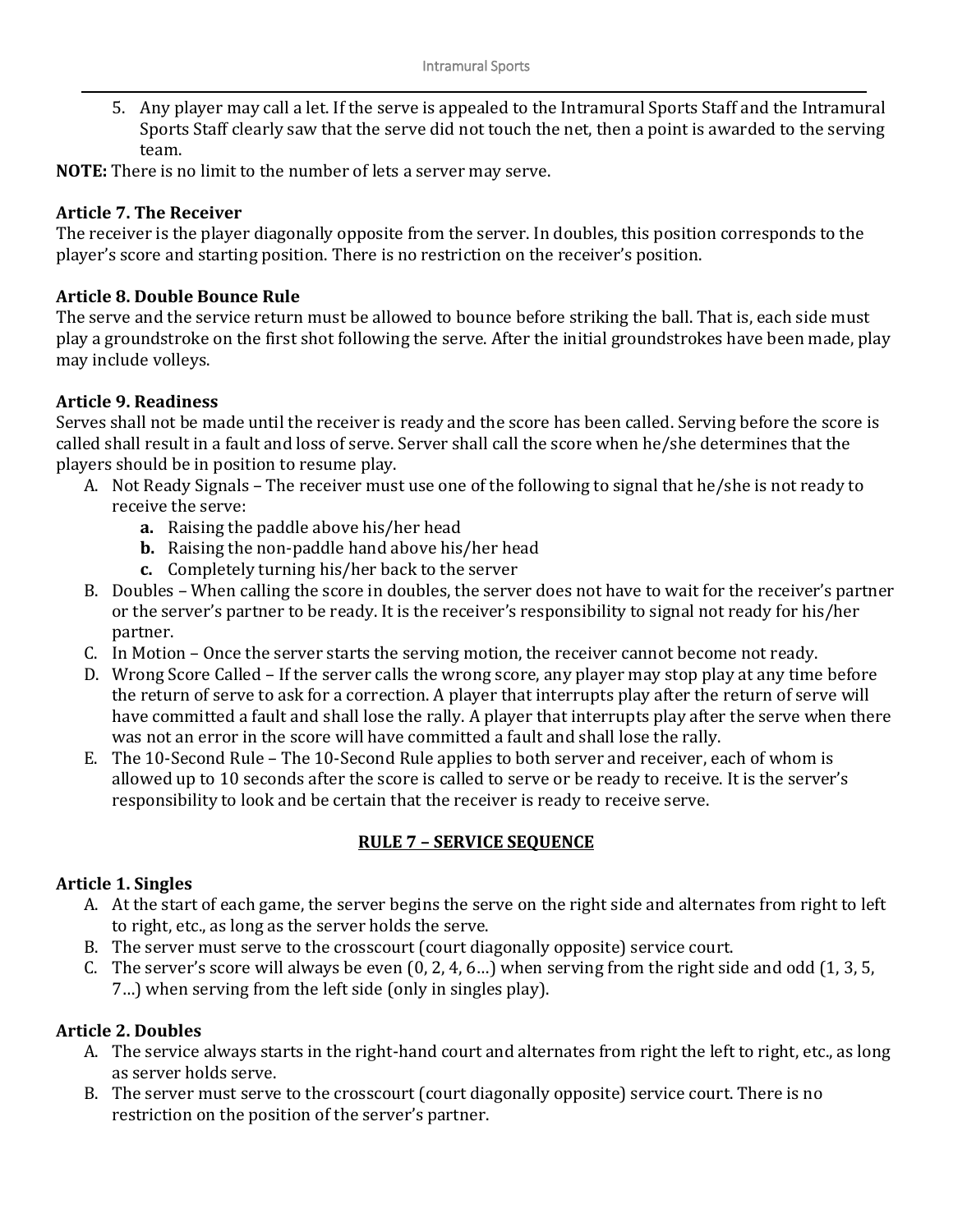5. Any player may call a let. If the serve is appealed to the Intramural Sports Staff and the Intramural Sports Staff clearly saw that the serve did not touch the net, then a point is awarded to the serving team.

**NOTE:** There is no limit to the number of lets a server may serve.

**Article 7. The Receiver**

The receiver is the player diagonally opposite from the server. In doubles, this position corresponds to the player's score and starting position. There is no restriction on the receiver's position.

**Article 8. Double Bounce Rule**

The serve and the service return must be allowed to bounce before striking the ball. That is, each side must play a groundstroke on the first shot following the serve. After the initial groundstrokes have been made, play may include volleys.

**Article 9. Readiness**

Serves shall not be made until the receiver is ready and the score has been called. Serving before the score is called shall result in a fault and loss of serve. Server shall call the score when he/she determines that the players should be in position to resume play.

A. Not Ready Signals – The receiver must use one of the following to signal that he/she is not ready to receive the serve:
   - **a.** Raising the paddle above his/her head
   - **b.** Raising the non-paddle hand above his/her head
   - **c.** Completely turning his/her back to the server

B. Doubles – When calling the score in doubles, the server does not have to wait for the receiver's partner or the server's partner to be ready. It is the receiver's responsibility to signal not ready for his/her partner.

C. In Motion – Once the server starts the serving motion, the receiver cannot become not ready.

D. Wrong Score Called – If the server calls the wrong score, any player may stop play at any time before the return of serve to ask for a correction. A player that interrupts play after the return of serve will have committed a fault and shall lose the rally. A player that interrupts play after the serve when there was not an error in the score will have committed a fault and shall lose the rally.

E. The 10-Second Rule – The 10-Second Rule applies to both server and receiver, each of whom is allowed up to 10 seconds after the score is called to serve or be ready to receive. It is the server's responsibility to look and be certain that the receiver is ready to receive serve.

## RULE 7 – SERVICE SEQUENCE

**Article 1. Singles**

A. At the start of each game, the server begins the serve on the right side and alternates from right to left to right, etc., as long as the server holds the serve.

B. The server must serve to the crosscourt (court diagonally opposite) service court.

C. The server's score will always be even (0, 2, 4, 6…) when serving from the right side and odd (1, 3, 5, 7…) when serving from the left side (only in singles play).

**Article 2. Doubles**

A. The service always starts in the right-hand court and alternates from right the left to right, etc., as long as server holds serve.

B. The server must serve to the crosscourt (court diagonally opposite) service court. There is no restriction on the position of the server's partner.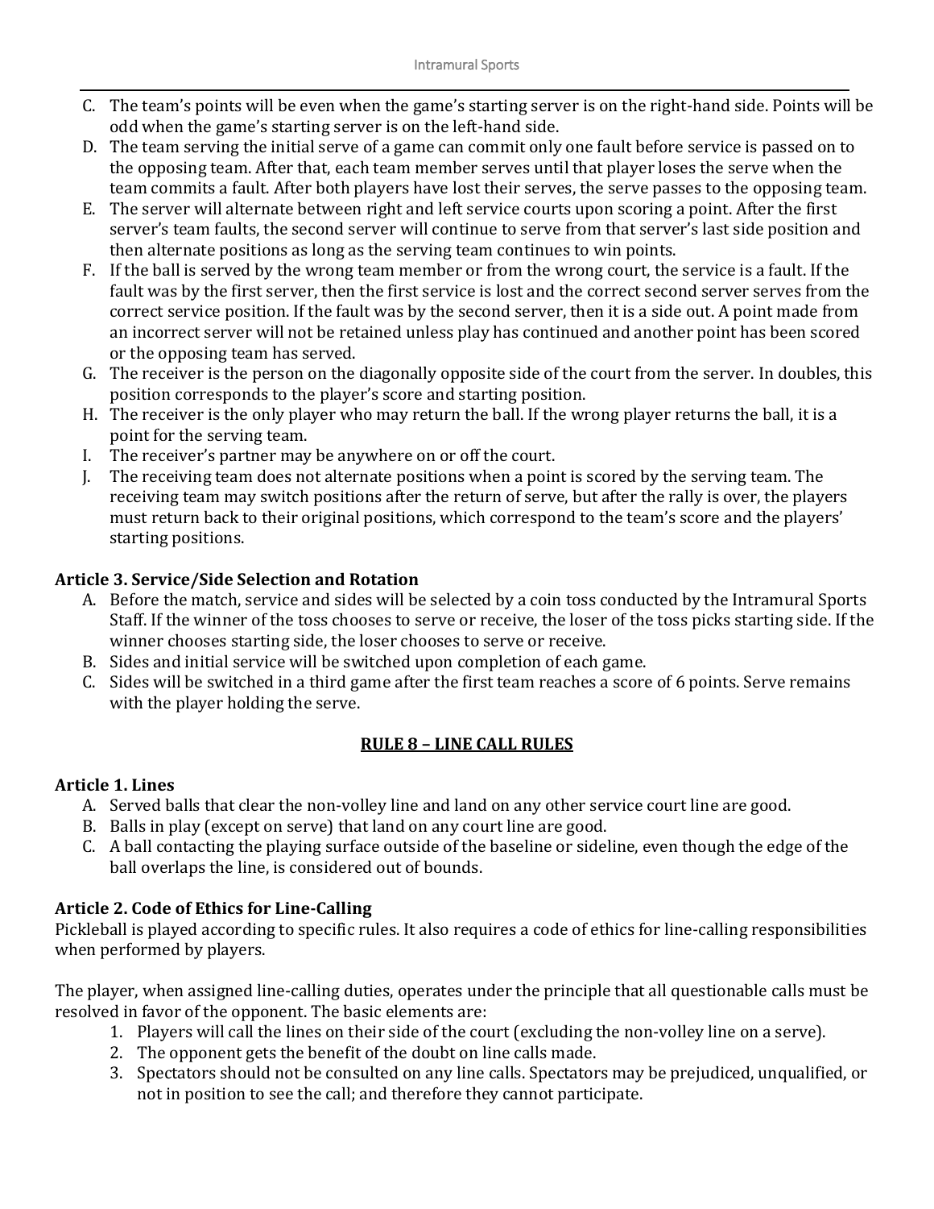C. The team's points will be even when the game's starting server is on the right-hand side. Points will be odd when the game's starting server is on the left-hand side.
D. The team serving the initial serve of a game can commit only one fault before service is passed on to the opposing team. After that, each team member serves until that player loses the serve when the team commits a fault. After both players have lost their serves, the serve passes to the opposing team.
E. The server will alternate between right and left service courts upon scoring a point. After the first server's team faults, the second server will continue to serve from that server's last side position and then alternate positions as long as the serving team continues to win points.
F. If the ball is served by the wrong team member or from the wrong court, the service is a fault. If the fault was by the first server, then the first service is lost and the correct second server serves from the correct service position. If the fault was by the second server, then it is a side out. A point made from an incorrect server will not be retained unless play has continued and another point has been scored or the opposing team has served.
G. The receiver is the person on the diagonally opposite side of the court from the server. In doubles, this position corresponds to the player's score and starting position.
H. The receiver is the only player who may return the ball. If the wrong player returns the ball, it is a point for the serving team.
I. The receiver's partner may be anywhere on or off the court.
J. The receiving team does not alternate positions when a point is scored by the serving team. The receiving team may switch positions after the return of serve, but after the rally is over, the players must return back to their original positions, which correspond to the team's score and the players' starting positions.

### Article 3. Service/Side Selection and Rotation

A. Before the match, service and sides will be selected by a coin toss conducted by the Intramural Sports Staff. If the winner of the toss chooses to serve or receive, the loser of the toss picks starting side. If the winner chooses starting side, the loser chooses to serve or receive.
B. Sides and initial service will be switched upon completion of each game.
C. Sides will be switched in a third game after the first team reaches a score of 6 points. Serve remains with the player holding the serve.

## RULE 8 – LINE CALL RULES

### Article 1. Lines

A. Served balls that clear the non-volley line and land on any other service court line are good.
B. Balls in play (except on serve) that land on any court line are good.
C. A ball contacting the playing surface outside of the baseline or sideline, even though the edge of the ball overlaps the line, is considered out of bounds.

### Article 2. Code of Ethics for Line-Calling

Pickleball is played according to specific rules. It also requires a code of ethics for line-calling responsibilities when performed by players.

The player, when assigned line-calling duties, operates under the principle that all questionable calls must be resolved in favor of the opponent. The basic elements are:

1. Players will call the lines on their side of the court (excluding the non-volley line on a serve).
2. The opponent gets the benefit of the doubt on line calls made.
3. Spectators should not be consulted on any line calls. Spectators may be prejudiced, unqualified, or not in position to see the call; and therefore they cannot participate.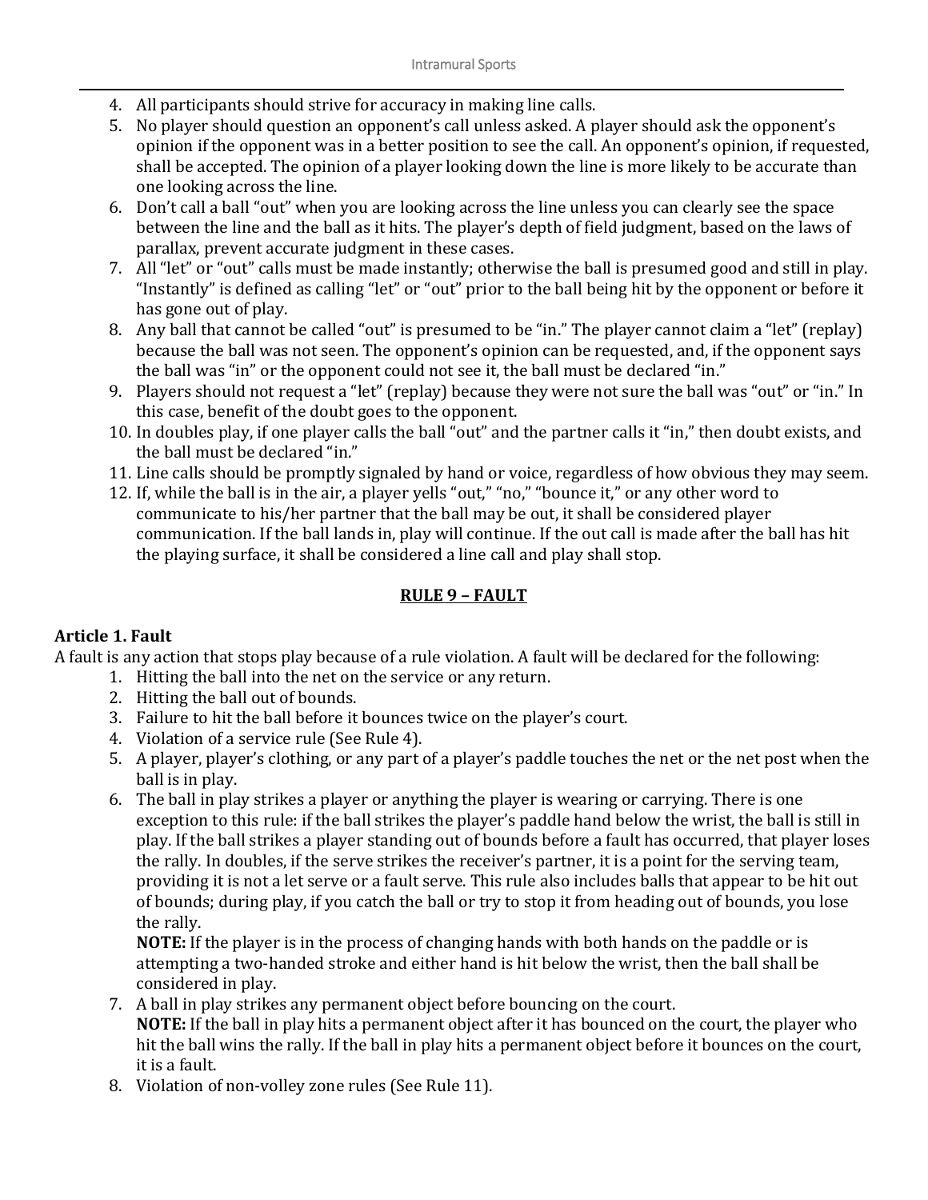4. All participants should strive for accuracy in making line calls.
5. No player should question an opponent's call unless asked. A player should ask the opponent's opinion if the opponent was in a better position to see the call. An opponent's opinion, if requested, shall be accepted. The opinion of a player looking down the line is more likely to be accurate than one looking across the line.
6. Don't call a ball "out" when you are looking across the line unless you can clearly see the space between the line and the ball as it hits. The player's depth of field judgment, based on the laws of parallax, prevent accurate judgment in these cases.
7. All "let" or "out" calls must be made instantly; otherwise the ball is presumed good and still in play. "Instantly" is defined as calling "let" or "out" prior to the ball being hit by the opponent or before it has gone out of play.
8. Any ball that cannot be called "out" is presumed to be "in." The player cannot claim a "let" (replay) because the ball was not seen. The opponent's opinion can be requested, and, if the opponent says the ball was "in" or the opponent could not see it, the ball must be declared "in."
9. Players should not request a "let" (replay) because they were not sure the ball was "out" or "in." In this case, benefit of the doubt goes to the opponent.
10. In doubles play, if one player calls the ball "out" and the partner calls it "in," then doubt exists, and the ball must be declared "in."
11. Line calls should be promptly signaled by hand or voice, regardless of how obvious they may seem.
12. If, while the ball is in the air, a player yells "out," "no," "bounce it," or any other word to communicate to his/her partner that the ball may be out, it shall be considered player communication. If the ball lands in, play will continue. If the out call is made after the ball has hit the playing surface, it shall be considered a line call and play shall stop.

## RULE 9 – FAULT

### Article 1. Fault

A fault is any action that stops play because of a rule violation. A fault will be declared for the following:

1. Hitting the ball into the net on the service or any return.
2. Hitting the ball out of bounds.
3. Failure to hit the ball before it bounces twice on the player's court.
4. Violation of a service rule (See Rule 4).
5. A player, player's clothing, or any part of a player's paddle touches the net or the net post when the ball is in play.
6. The ball in play strikes a player or anything the player is wearing or carrying. There is one exception to this rule: if the ball strikes the player's paddle hand below the wrist, the ball is still in play. If the ball strikes a player standing out of bounds before a fault has occurred, that player loses the rally. In doubles, if the serve strikes the receiver's partner, it is a point for the serving team, providing it is not a let serve or a fault serve. This rule also includes balls that appear to be hit out of bounds; during play, if you catch the ball or try to stop it from heading out of bounds, you lose the rally.

   **NOTE:** If the player is in the process of changing hands with both hands on the paddle or is attempting a two-handed stroke and either hand is hit below the wrist, then the ball shall be considered in play.
7. A ball in play strikes any permanent object before bouncing on the court.

   **NOTE:** If the ball in play hits a permanent object after it has bounced on the court, the player who hit the ball wins the rally. If the ball in play hits a permanent object before it bounces on the court, it is a fault.
8. Violation of non-volley zone rules (See Rule 11).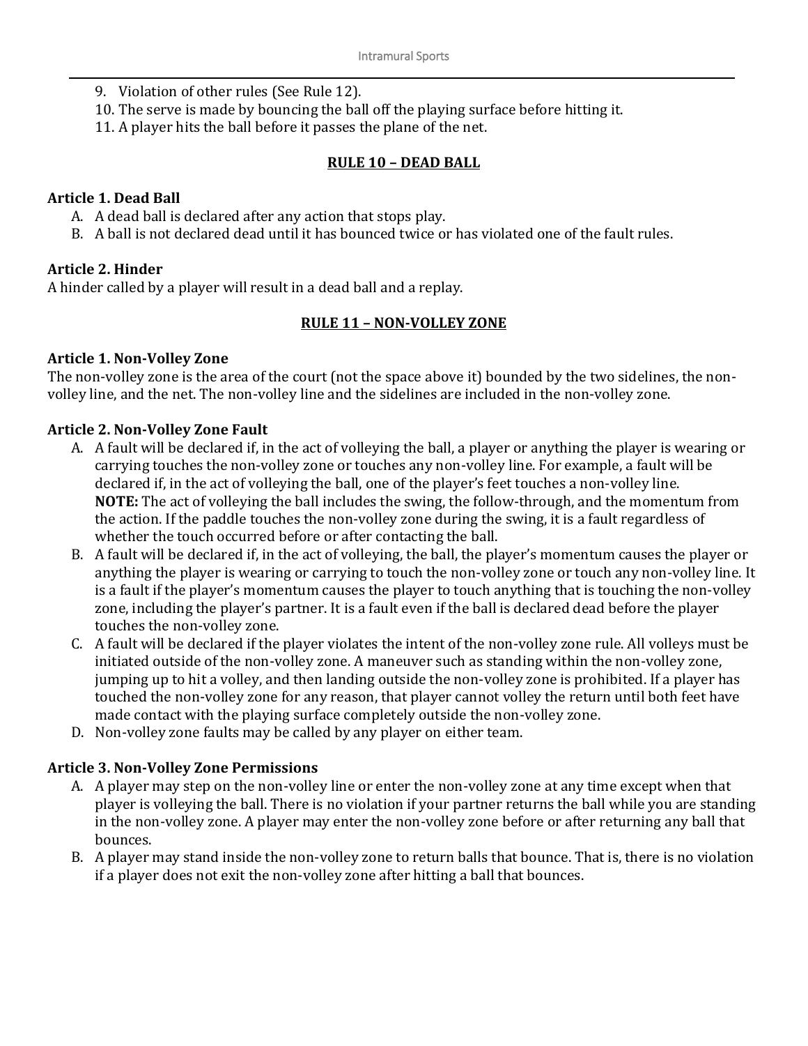9. Violation of other rules (See Rule 12).
10. The serve is made by bouncing the ball off the playing surface before hitting it.
11. A player hits the ball before it passes the plane of the net.

## RULE 10 – DEAD BALL

### Article 1. Dead Ball

A. A dead ball is declared after any action that stops play.
B. A ball is not declared dead until it has bounced twice or has violated one of the fault rules.

### Article 2. Hinder

A hinder called by a player will result in a dead ball and a replay.

## RULE 11 – NON-VOLLEY ZONE

### Article 1. Non-Volley Zone

The non-volley zone is the area of the court (not the space above it) bounded by the two sidelines, the non-volley line, and the net. The non-volley line and the sidelines are included in the non-volley zone.

### Article 2. Non-Volley Zone Fault

A. A fault will be declared if, in the act of volleying the ball, a player or anything the player is wearing or carrying touches the non-volley zone or touches any non-volley line. For example, a fault will be declared if, in the act of volleying the ball, one of the player's feet touches a non-volley line.
   **NOTE:** The act of volleying the ball includes the swing, the follow-through, and the momentum from the action. If the paddle touches the non-volley zone during the swing, it is a fault regardless of whether the touch occurred before or after contacting the ball.
B. A fault will be declared if, in the act of volleying, the ball, the player's momentum causes the player or anything the player is wearing or carrying to touch the non-volley zone or touch any non-volley line. It is a fault if the player's momentum causes the player to touch anything that is touching the non-volley zone, including the player's partner. It is a fault even if the ball is declared dead before the player touches the non-volley zone.
C. A fault will be declared if the player violates the intent of the non-volley zone rule. All volleys must be initiated outside of the non-volley zone. A maneuver such as standing within the non-volley zone, jumping up to hit a volley, and then landing outside the non-volley zone is prohibited. If a player has touched the non-volley zone for any reason, that player cannot volley the return until both feet have made contact with the playing surface completely outside the non-volley zone.
D. Non-volley zone faults may be called by any player on either team.

### Article 3. Non-Volley Zone Permissions

A. A player may step on the non-volley line or enter the non-volley zone at any time except when that player is volleying the ball. There is no violation if your partner returns the ball while you are standing in the non-volley zone. A player may enter the non-volley zone before or after returning any ball that bounces.
B. A player may stand inside the non-volley zone to return balls that bounce. That is, there is no violation if a player does not exit the non-volley zone after hitting a ball that bounces.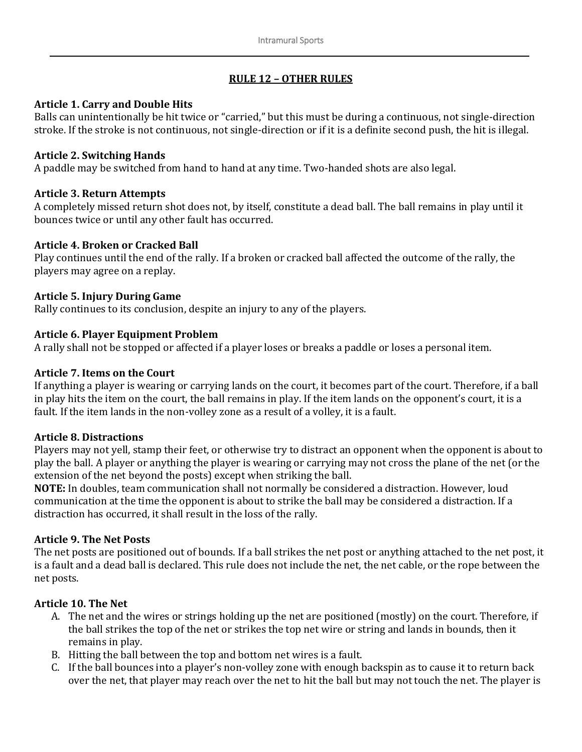## RULE 12 – OTHER RULES

**Article 1. Carry and Double Hits**
Balls can unintentionally be hit twice or "carried," but this must be during a continuous, not single-direction stroke. If the stroke is not continuous, not single-direction or if it is a definite second push, the hit is illegal.

**Article 2. Switching Hands**
A paddle may be switched from hand to hand at any time. Two-handed shots are also legal.

**Article 3. Return Attempts**
A completely missed return shot does not, by itself, constitute a dead ball. The ball remains in play until it bounces twice or until any other fault has occurred.

**Article 4. Broken or Cracked Ball**
Play continues until the end of the rally. If a broken or cracked ball affected the outcome of the rally, the players may agree on a replay.

**Article 5. Injury During Game**
Rally continues to its conclusion, despite an injury to any of the players.

**Article 6. Player Equipment Problem**
A rally shall not be stopped or affected if a player loses or breaks a paddle or loses a personal item.

**Article 7. Items on the Court**
If anything a player is wearing or carrying lands on the court, it becomes part of the court. Therefore, if a ball in play hits the item on the court, the ball remains in play. If the item lands on the opponent's court, it is a fault. If the item lands in the non-volley zone as a result of a volley, it is a fault.

**Article 8. Distractions**
Players may not yell, stamp their feet, or otherwise try to distract an opponent when the opponent is about to play the ball. A player or anything the player is wearing or carrying may not cross the plane of the net (or the extension of the net beyond the posts) except when striking the ball.
**NOTE:** In doubles, team communication shall not normally be considered a distraction. However, loud communication at the time the opponent is about to strike the ball may be considered a distraction. If a distraction has occurred, it shall result in the loss of the rally.

**Article 9. The Net Posts**
The net posts are positioned out of bounds. If a ball strikes the net post or anything attached to the net post, it is a fault and a dead ball is declared. This rule does not include the net, the net cable, or the rope between the net posts.

**Article 10. The Net**

A. The net and the wires or strings holding up the net are positioned (mostly) on the court. Therefore, if the ball strikes the top of the net or strikes the top net wire or string and lands in bounds, then it remains in play.
B. Hitting the ball between the top and bottom net wires is a fault.
C. If the ball bounces into a player's non-volley zone with enough backspin as to cause it to return back over the net, that player may reach over the net to hit the ball but may not touch the net. The player is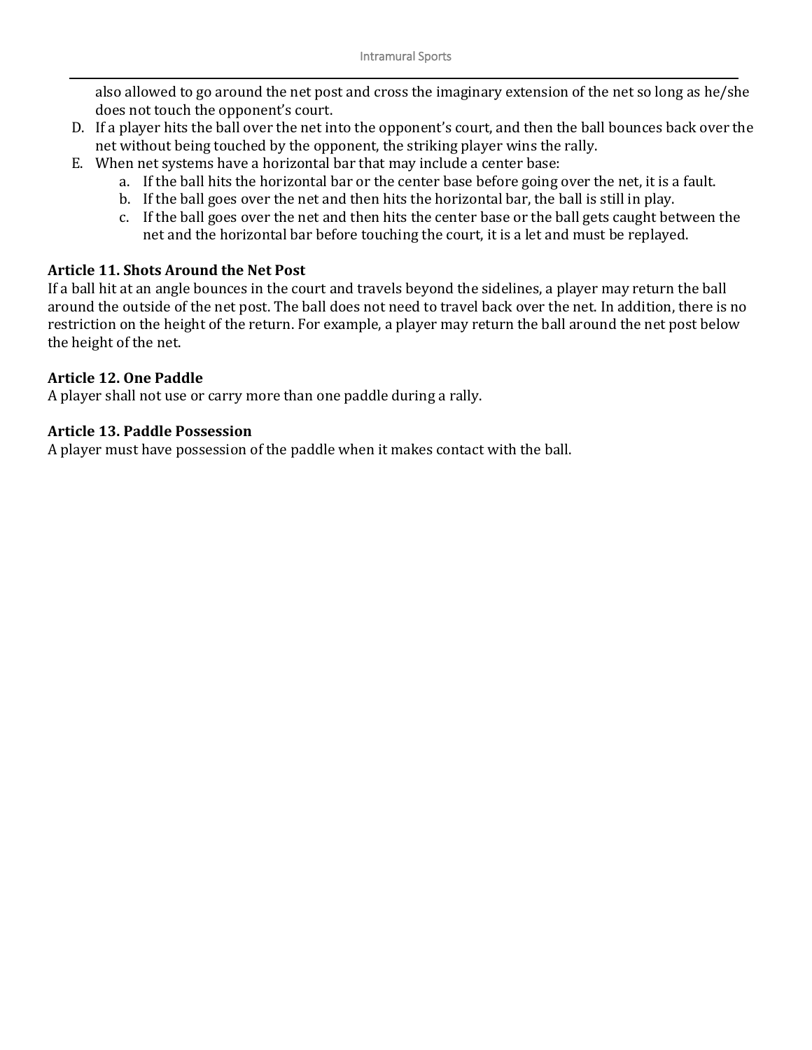also allowed to go around the net post and cross the imaginary extension of the net so long as he/she does not touch the opponent's court.

D. If a player hits the ball over the net into the opponent's court, and then the ball bounces back over the net without being touched by the opponent, the striking player wins the rally.
E. When net systems have a horizontal bar that may include a center base:
   a. If the ball hits the horizontal bar or the center base before going over the net, it is a fault.
   b. If the ball goes over the net and then hits the horizontal bar, the ball is still in play.
   c. If the ball goes over the net and then hits the center base or the ball gets caught between the net and the horizontal bar before touching the court, it is a let and must be replayed.

**Article 11. Shots Around the Net Post**

If a ball hit at an angle bounces in the court and travels beyond the sidelines, a player may return the ball around the outside of the net post. The ball does not need to travel back over the net. In addition, there is no restriction on the height of the return. For example, a player may return the ball around the net post below the height of the net.

**Article 12. One Paddle**

A player shall not use or carry more than one paddle during a rally.

**Article 13. Paddle Possession**

A player must have possession of the paddle when it makes contact with the ball.